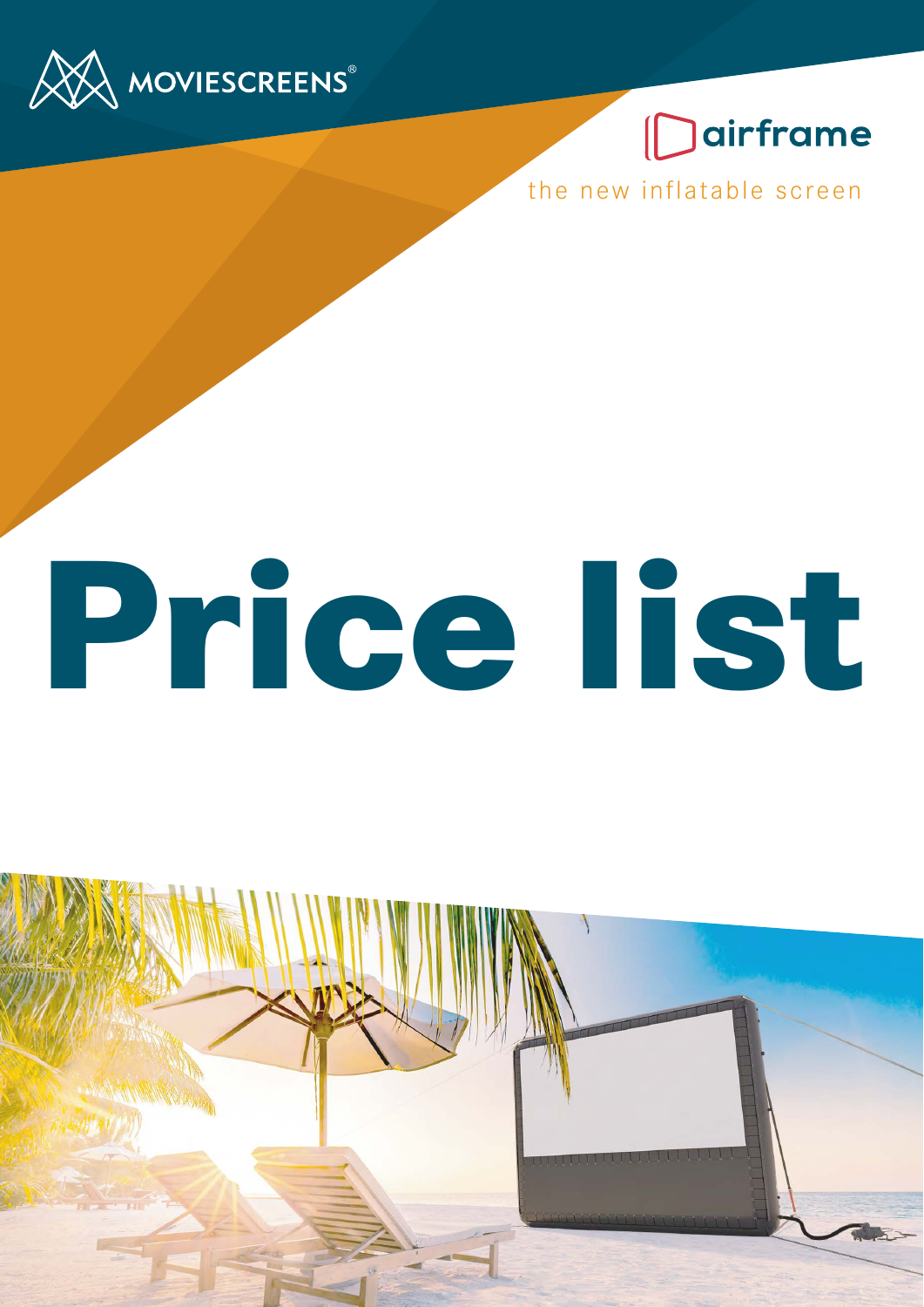MOVIESCREENS®

airframe

the new inflatable screen

# Price list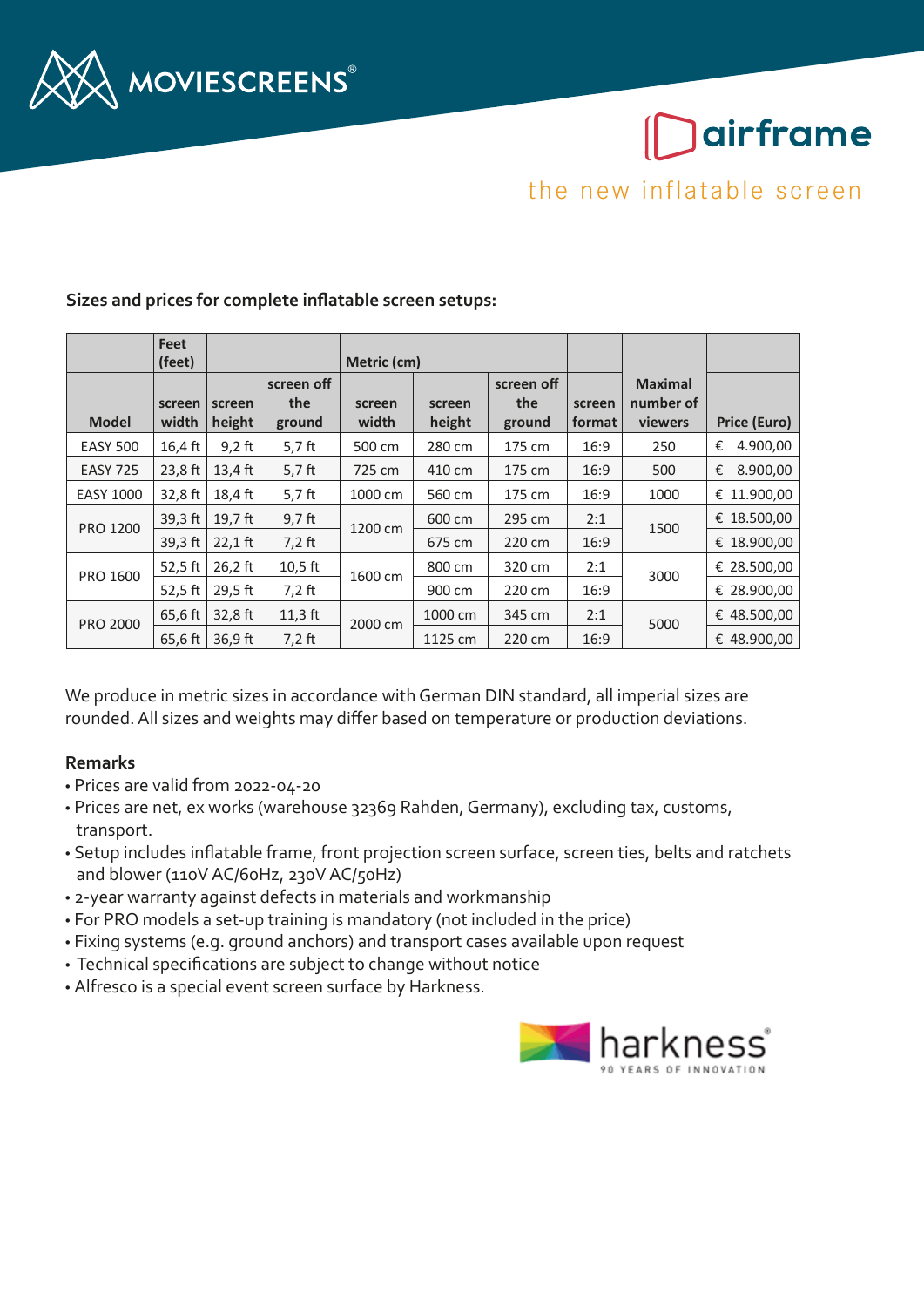MOVIESCREENS®

airframe

the new inflatable screen

**Sizes and prices for complete inflatable screen setups:**

| | Feet (feet) | | | Metric (cm) | | | | | |
|---|---|---|---|---|---|---|---|---|---|
| Model | screen width | screen height | screen off the ground | screen width | screen height | screen off the ground | screen format | Maximal number of viewers | Price (Euro) |
| EASY 500 | 16,4 ft | 9,2 ft | 5,7 ft | 500 cm | 280 cm | 175 cm | 16:9 | 250 | € 4.900,00 |
| EASY 725 | 23,8 ft | 13,4 ft | 5,7 ft | 725 cm | 410 cm | 175 cm | 16:9 | 500 | € 8.900,00 |
| EASY 1000 | 32,8 ft | 18,4 ft | 5,7 ft | 1000 cm | 560 cm | 175 cm | 16:9 | 1000 | € 11.900,00 |
| PRO 1200 | 39,3 ft | 19,7 ft | 9,7 ft | 1200 cm | 600 cm | 295 cm | 2:1 | 1500 | € 18.500,00 |
| | 39,3 ft | 22,1 ft | 7,2 ft | | 675 cm | 220 cm | 16:9 | | € 18.900,00 |
| PRO 1600 | 52,5 ft | 26,2 ft | 10,5 ft | 1600 cm | 800 cm | 320 cm | 2:1 | 3000 | € 28.500,00 |
| | 52,5 ft | 29,5 ft | 7,2 ft | | 900 cm | 220 cm | 16:9 | | € 28.900,00 |
| PRO 2000 | 65,6 ft | 32,8 ft | 11,3 ft | 2000 cm | 1000 cm | 345 cm | 2:1 | 5000 | € 48.500,00 |
| | 65,6 ft | 36,9 ft | 7,2 ft | | 1125 cm | 220 cm | 16:9 | | € 48.900,00 |

We produce in metric sizes in accordance with German DIN standard, all imperial sizes are rounded. All sizes and weights may differ based on temperature or production deviations.

**Remarks**

- Prices are valid from 2022-04-20
- Prices are net, ex works (warehouse 32369 Rahden, Germany), excluding tax, customs, transport.
- Setup includes inflatable frame, front projection screen surface, screen ties, belts and ratchets and blower (110V AC/60Hz, 230V AC/50Hz)
- 2-year warranty against defects in materials and workmanship
- For PRO models a set-up training is mandatory (not included in the price)
- Fixing systems (e.g. ground anchors) and transport cases available upon request
- Technical specifications are subject to change without notice
- Alfresco is a special event screen surface by Harkness.

harkness®
90 YEARS OF INNOVATION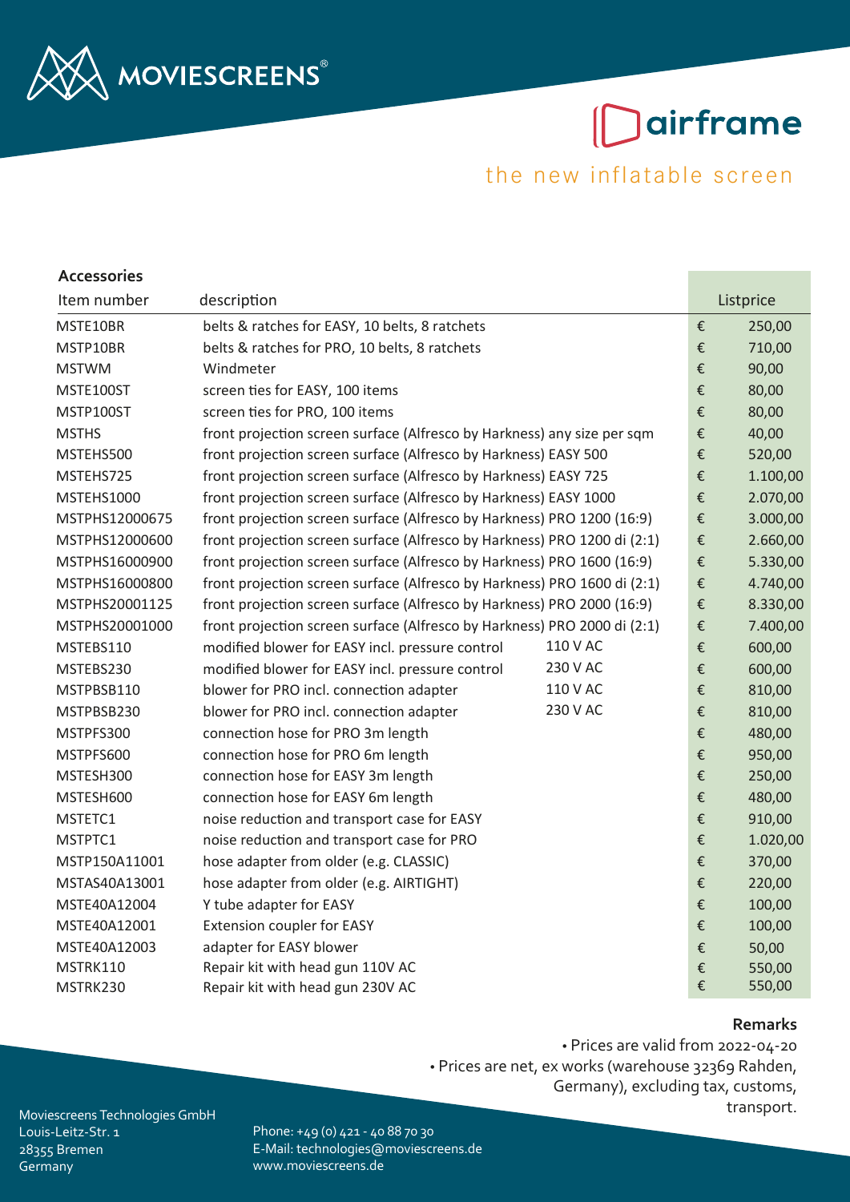MOVIESCREENS®

airframe

the new inflatable screen

## Accessories

| Item number | description | | Listprice | |
|---|---|---|---|---|
| MSTE10BR | belts & ratches for EASY, 10 belts, 8 ratchets | | € | 250,00 |
| MSTP10BR | belts & ratches for PRO, 10 belts, 8 ratchets | | € | 710,00 |
| MSTWM | Windmeter | | € | 90,00 |
| MSTE100ST | screen ties for EASY, 100 items | | € | 80,00 |
| MSTP100ST | screen ties for PRO, 100 items | | € | 80,00 |
| MSTHS | front projection screen surface (Alfresco by Harkness) any size per sqm | | € | 40,00 |
| MSTEHS500 | front projection screen surface (Alfresco by Harkness) EASY 500 | | € | 520,00 |
| MSTEHS725 | front projection screen surface (Alfresco by Harkness) EASY 725 | | € | 1.100,00 |
| MSTEHS1000 | front projection screen surface (Alfresco by Harkness) EASY 1000 | | € | 2.070,00 |
| MSTPHS12000675 | front projection screen surface (Alfresco by Harkness) PRO 1200 (16:9) | | € | 3.000,00 |
| MSTPHS12000600 | front projection screen surface (Alfresco by Harkness) PRO 1200 di (2:1) | | € | 2.660,00 |
| MSTPHS16000900 | front projection screen surface (Alfresco by Harkness) PRO 1600 (16:9) | | € | 5.330,00 |
| MSTPHS16000800 | front projection screen surface (Alfresco by Harkness) PRO 1600 di (2:1) | | € | 4.740,00 |
| MSTPHS20001125 | front projection screen surface (Alfresco by Harkness) PRO 2000 (16:9) | | € | 8.330,00 |
| MSTPHS20001000 | front projection screen surface (Alfresco by Harkness) PRO 2000 di (2:1) | | € | 7.400,00 |
| MSTEBS110 | modified blower for EASY incl. pressure control | 110 V AC | € | 600,00 |
| MSTEBS230 | modified blower for EASY incl. pressure control | 230 V AC | € | 600,00 |
| MSTPBSB110 | blower for PRO incl. connection adapter | 110 V AC | € | 810,00 |
| MSTPBSB230 | blower for PRO incl. connection adapter | 230 V AC | € | 810,00 |
| MSTPFS300 | connection hose for PRO 3m length | | € | 480,00 |
| MSTPFS600 | connection hose for PRO 6m length | | € | 950,00 |
| MSTESH300 | connection hose for EASY 3m length | | € | 250,00 |
| MSTESH600 | connection hose for EASY 6m length | | € | 480,00 |
| MSTETC1 | noise reduction and transport case for EASY | | € | 910,00 |
| MSTPTC1 | noise reduction and transport case for PRO | | € | 1.020,00 |
| MSTP150A11001 | hose adapter from older (e.g. CLASSIC) | | € | 370,00 |
| MSTAS40A13001 | hose adapter from older (e.g. AIRTIGHT) | | € | 220,00 |
| MSTE40A12004 | Y tube adapter for EASY | | € | 100,00 |
| MSTE40A12001 | Extension coupler for EASY | | € | 100,00 |
| MSTE40A12003 | adapter for EASY blower | | € | 50,00 |
| MSTRK110 | Repair kit with head gun 110V AC | | € | 550,00 |
| MSTRK230 | Repair kit with head gun 230V AC | | € | 550,00 |

**Remarks**

- Prices are valid from 2022-04-20
- Prices are net, ex works (warehouse 32369 Rahden, Germany), excluding tax, customs, transport.

Moviescreens Technologies GmbH
Louis-Leitz-Str. 1
28355 Bremen
Germany

Phone: +49 (0) 421 - 40 88 70 30
E-Mail: technologies@moviescreens.de
www.moviescreens.de